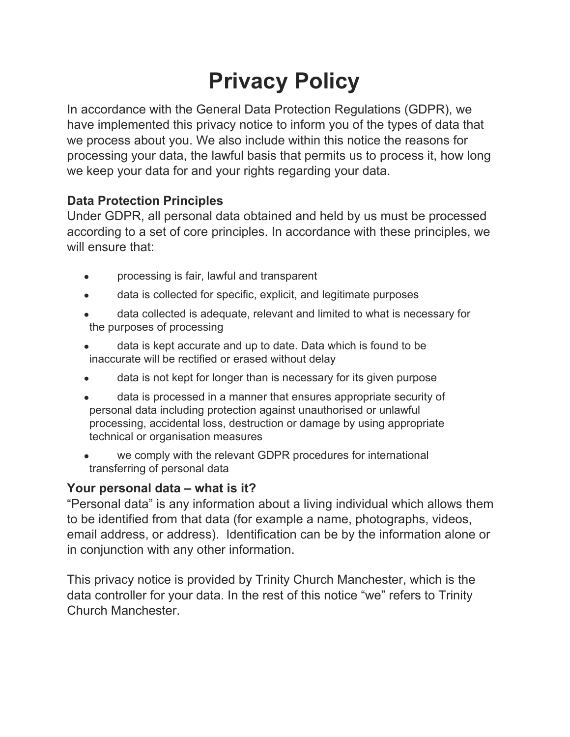# Privacy Policy

In accordance with the General Data Protection Regulations (GDPR), we have implemented this privacy notice to inform you of the types of data that we process about you. We also include within this notice the reasons for processing your data, the lawful basis that permits us to process it, how long we keep your data for and your rights regarding your data.

### Data Protection Principles

Under GDPR, all personal data obtained and held by us must be processed according to a set of core principles. In accordance with these principles, we will ensure that:

- processing is fair, lawful and transparent
- data is collected for specific, explicit, and legitimate purposes
- data collected is adequate, relevant and limited to what is necessary for the purposes of processing
- data is kept accurate and up to date. Data which is found to be inaccurate will be rectified or erased without delay
- data is not kept for longer than is necessary for its given purpose
- data is processed in a manner that ensures appropriate security of personal data including protection against unauthorised or unlawful processing, accidental loss, destruction or damage by using appropriate technical or organisation measures
- we comply with the relevant GDPR procedures for international transferring of personal data

### Your personal data – what is it?

"Personal data" is any information about a living individual which allows them to be identified from that data (for example a name, photographs, videos, email address, or address). Identification can be by the information alone or in conjunction with any other information.

This privacy notice is provided by Trinity Church Manchester, which is the data controller for your data. In the rest of this notice "we" refers to Trinity Church Manchester.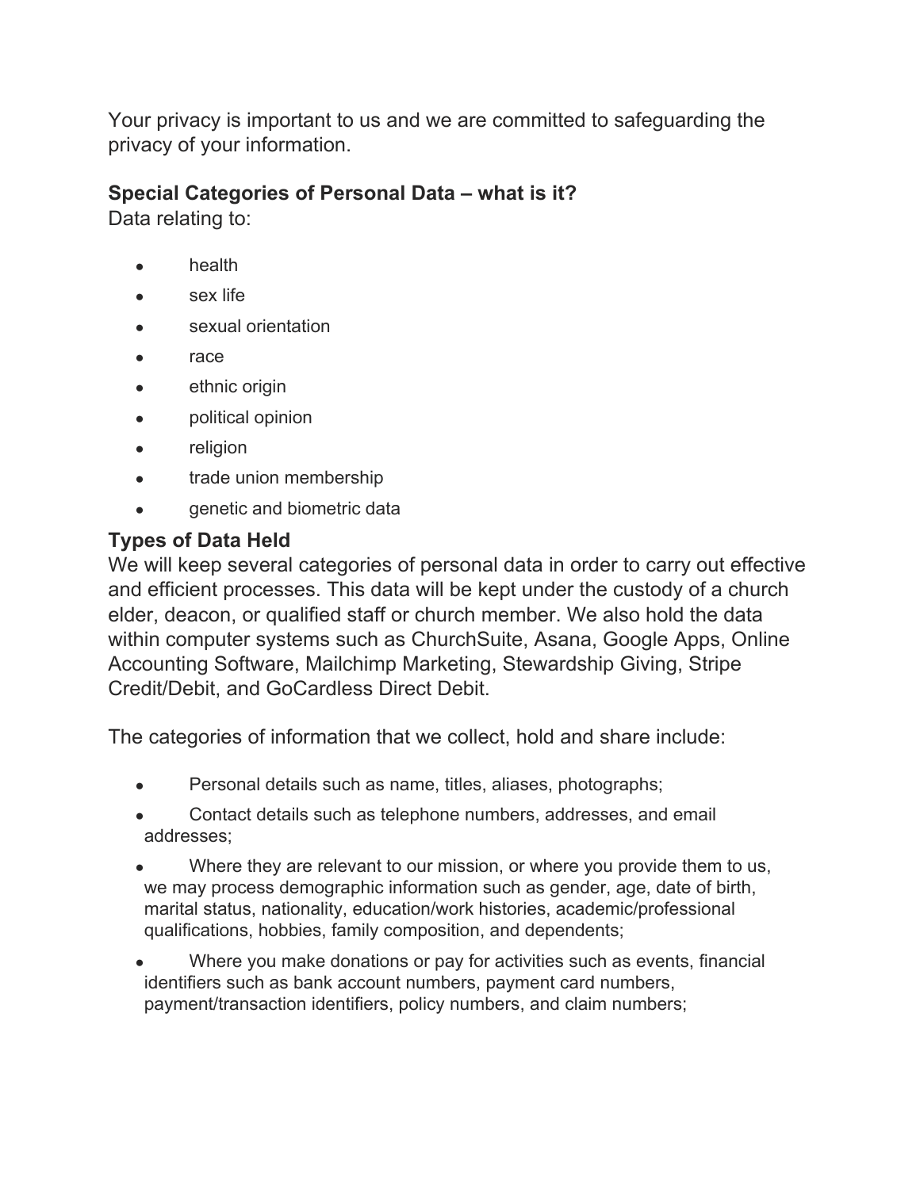Your privacy is important to us and we are committed to safeguarding the privacy of your information.

**Special Categories of Personal Data – what is it?**
Data relating to:

- health
- sex life
- sexual orientation
- race
- ethnic origin
- political opinion
- religion
- trade union membership
- genetic and biometric data

**Types of Data Held**
We will keep several categories of personal data in order to carry out effective and efficient processes. This data will be kept under the custody of a church elder, deacon, or qualified staff or church member. We also hold the data within computer systems such as ChurchSuite, Asana, Google Apps, Online Accounting Software, Mailchimp Marketing, Stewardship Giving, Stripe Credit/Debit, and GoCardless Direct Debit.

The categories of information that we collect, hold and share include:

- Personal details such as name, titles, aliases, photographs;
- Contact details such as telephone numbers, addresses, and email addresses;
- Where they are relevant to our mission, or where you provide them to us, we may process demographic information such as gender, age, date of birth, marital status, nationality, education/work histories, academic/professional qualifications, hobbies, family composition, and dependents;
- Where you make donations or pay for activities such as events, financial identifiers such as bank account numbers, payment card numbers, payment/transaction identifiers, policy numbers, and claim numbers;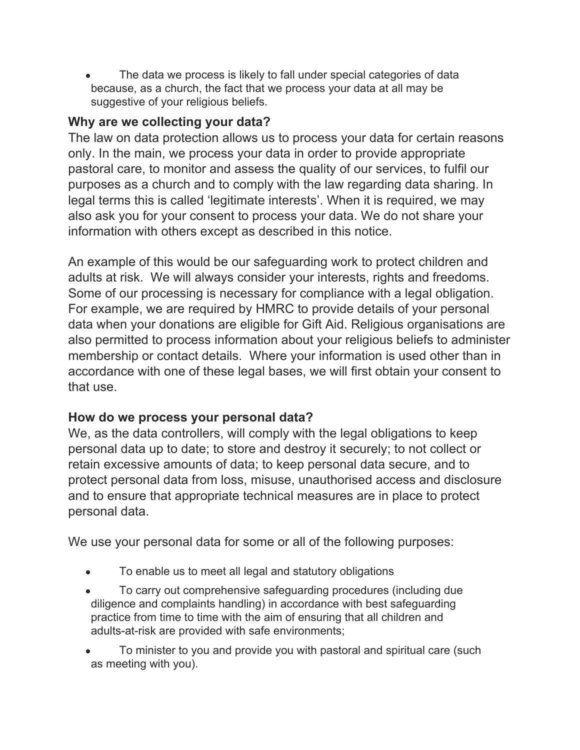- The data we process is likely to fall under special categories of data because, as a church, the fact that we process your data at all may be suggestive of your religious beliefs.

### Why are we collecting your data?

The law on data protection allows us to process your data for certain reasons only. In the main, we process your data in order to provide appropriate pastoral care, to monitor and assess the quality of our services, to fulfil our purposes as a church and to comply with the law regarding data sharing. In legal terms this is called 'legitimate interests'. When it is required, we may also ask you for your consent to process your data. We do not share your information with others except as described in this notice.

An example of this would be our safeguarding work to protect children and adults at risk. We will always consider your interests, rights and freedoms. Some of our processing is necessary for compliance with a legal obligation. For example, we are required by HMRC to provide details of your personal data when your donations are eligible for Gift Aid. Religious organisations are also permitted to process information about your religious beliefs to administer membership or contact details. Where your information is used other than in accordance with one of these legal bases, we will first obtain your consent to that use.

### How do we process your personal data?

We, as the data controllers, will comply with the legal obligations to keep personal data up to date; to store and destroy it securely; to not collect or retain excessive amounts of data; to keep personal data secure, and to protect personal data from loss, misuse, unauthorised access and disclosure and to ensure that appropriate technical measures are in place to protect personal data.

We use your personal data for some or all of the following purposes:

- To enable us to meet all legal and statutory obligations
- To carry out comprehensive safeguarding procedures (including due diligence and complaints handling) in accordance with best safeguarding practice from time to time with the aim of ensuring that all children and adults-at-risk are provided with safe environments;
- To minister to you and provide you with pastoral and spiritual care (such as meeting with you).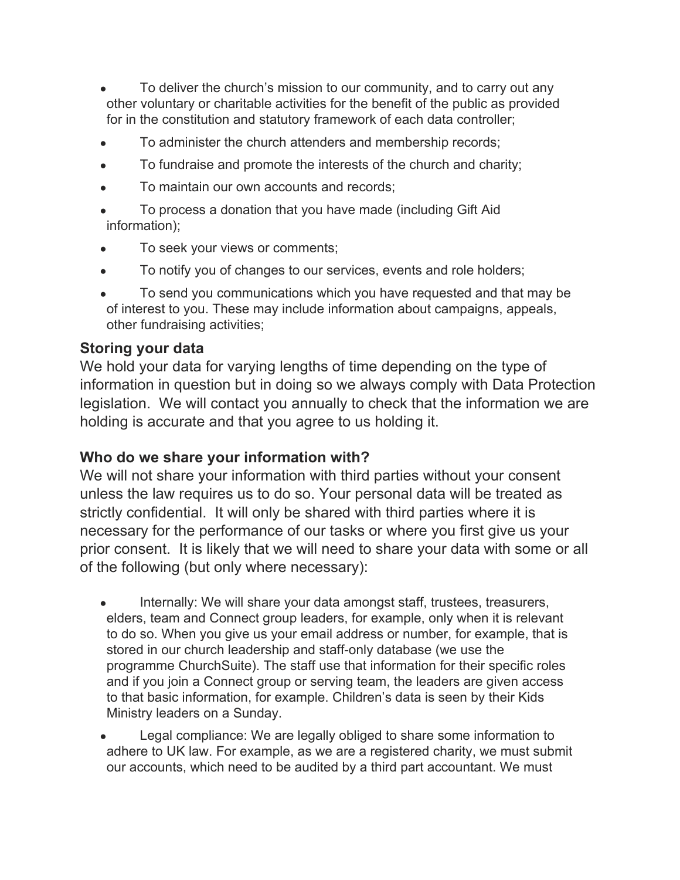- To deliver the church's mission to our community, and to carry out any other voluntary or charitable activities for the benefit of the public as provided for in the constitution and statutory framework of each data controller;
- To administer the church attenders and membership records;
- To fundraise and promote the interests of the church and charity;
- To maintain our own accounts and records;
- To process a donation that you have made (including Gift Aid information);
- To seek your views or comments;
- To notify you of changes to our services, events and role holders;
- To send you communications which you have requested and that may be of interest to you. These may include information about campaigns, appeals, other fundraising activities;

**Storing your data**

We hold your data for varying lengths of time depending on the type of information in question but in doing so we always comply with Data Protection legislation. We will contact you annually to check that the information we are holding is accurate and that you agree to us holding it.

**Who do we share your information with?**

We will not share your information with third parties without your consent unless the law requires us to do so. Your personal data will be treated as strictly confidential. It will only be shared with third parties where it is necessary for the performance of our tasks or where you first give us your prior consent. It is likely that we will need to share your data with some or all of the following (but only where necessary):

- Internally: We will share your data amongst staff, trustees, treasurers, elders, team and Connect group leaders, for example, only when it is relevant to do so. When you give us your email address or number, for example, that is stored in our church leadership and staff-only database (we use the programme ChurchSuite). The staff use that information for their specific roles and if you join a Connect group or serving team, the leaders are given access to that basic information, for example. Children's data is seen by their Kids Ministry leaders on a Sunday.
- Legal compliance: We are legally obliged to share some information to adhere to UK law. For example, as we are a registered charity, we must submit our accounts, which need to be audited by a third part accountant. We must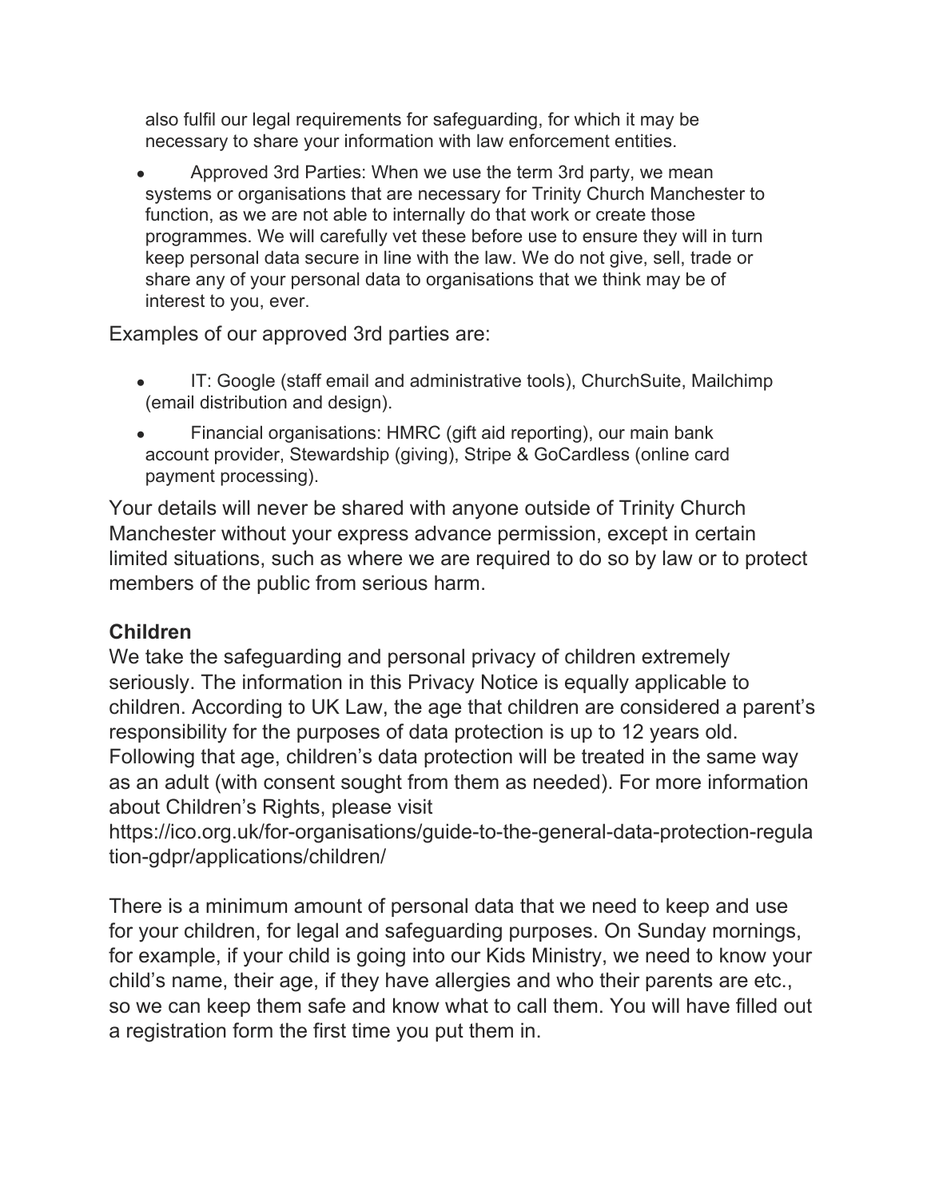also fulfil our legal requirements for safeguarding, for which it may be necessary to share your information with law enforcement entities.

- Approved 3rd Parties: When we use the term 3rd party, we mean systems or organisations that are necessary for Trinity Church Manchester to function, as we are not able to internally do that work or create those programmes. We will carefully vet these before use to ensure they will in turn keep personal data secure in line with the law. We do not give, sell, trade or share any of your personal data to organisations that we think may be of interest to you, ever.

Examples of our approved 3rd parties are:

- IT: Google (staff email and administrative tools), ChurchSuite, Mailchimp (email distribution and design).
- Financial organisations: HMRC (gift aid reporting), our main bank account provider, Stewardship (giving), Stripe & GoCardless (online card payment processing).

Your details will never be shared with anyone outside of Trinity Church Manchester without your express advance permission, except in certain limited situations, such as where we are required to do so by law or to protect members of the public from serious harm.

**Children**

We take the safeguarding and personal privacy of children extremely seriously. The information in this Privacy Notice is equally applicable to children. According to UK Law, the age that children are considered a parent's responsibility for the purposes of data protection is up to 12 years old. Following that age, children's data protection will be treated in the same way as an adult (with consent sought from them as needed). For more information about Children's Rights, please visit https://ico.org.uk/for-organisations/guide-to-the-general-data-protection-regulation-gdpr/applications/children/

There is a minimum amount of personal data that we need to keep and use for your children, for legal and safeguarding purposes. On Sunday mornings, for example, if your child is going into our Kids Ministry, we need to know your child's name, their age, if they have allergies and who their parents are etc., so we can keep them safe and know what to call them. You will have filled out a registration form the first time you put them in.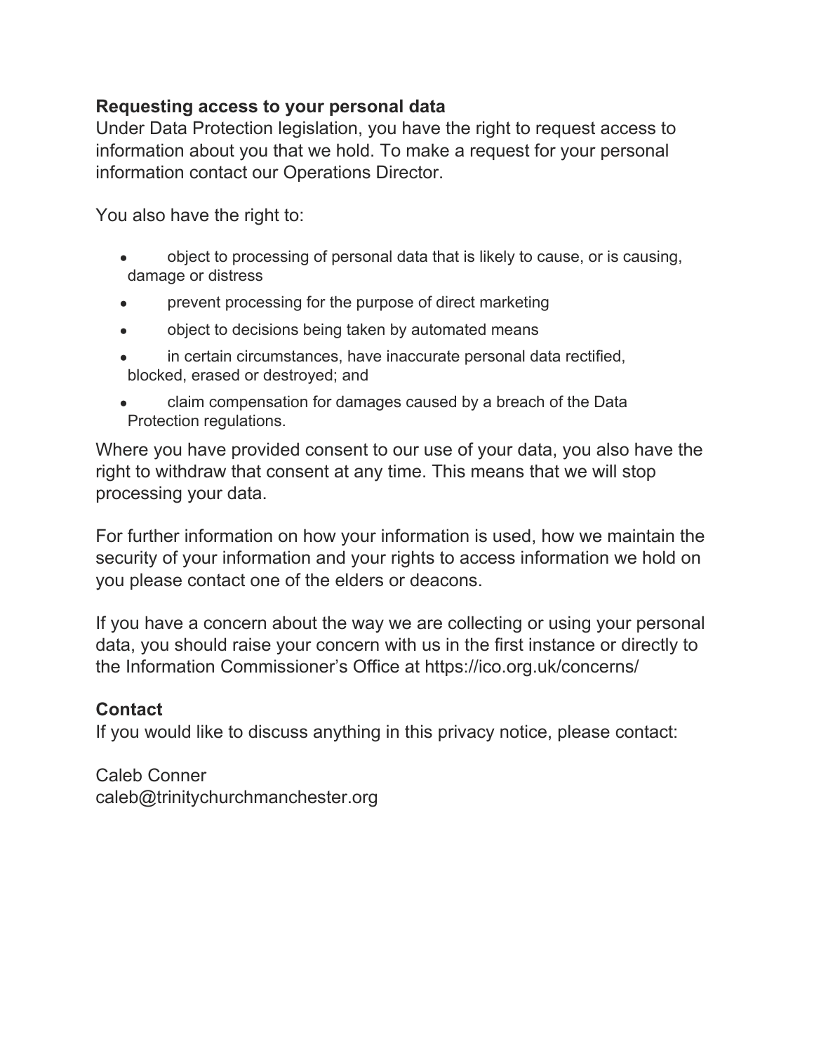**Requesting access to your personal data**

Under Data Protection legislation, you have the right to request access to information about you that we hold. To make a request for your personal information contact our Operations Director.

You also have the right to:

- object to processing of personal data that is likely to cause, or is causing, damage or distress
- prevent processing for the purpose of direct marketing
- object to decisions being taken by automated means
- in certain circumstances, have inaccurate personal data rectified, blocked, erased or destroyed; and
- claim compensation for damages caused by a breach of the Data Protection regulations.

Where you have provided consent to our use of your data, you also have the right to withdraw that consent at any time. This means that we will stop processing your data.

For further information on how your information is used, how we maintain the security of your information and your rights to access information we hold on you please contact one of the elders or deacons.

If you have a concern about the way we are collecting or using your personal data, you should raise your concern with us in the first instance or directly to the Information Commissioner's Office at https://ico.org.uk/concerns/

**Contact**

If you would like to discuss anything in this privacy notice, please contact:

Caleb Conner
caleb@trinitychurchmanchester.org